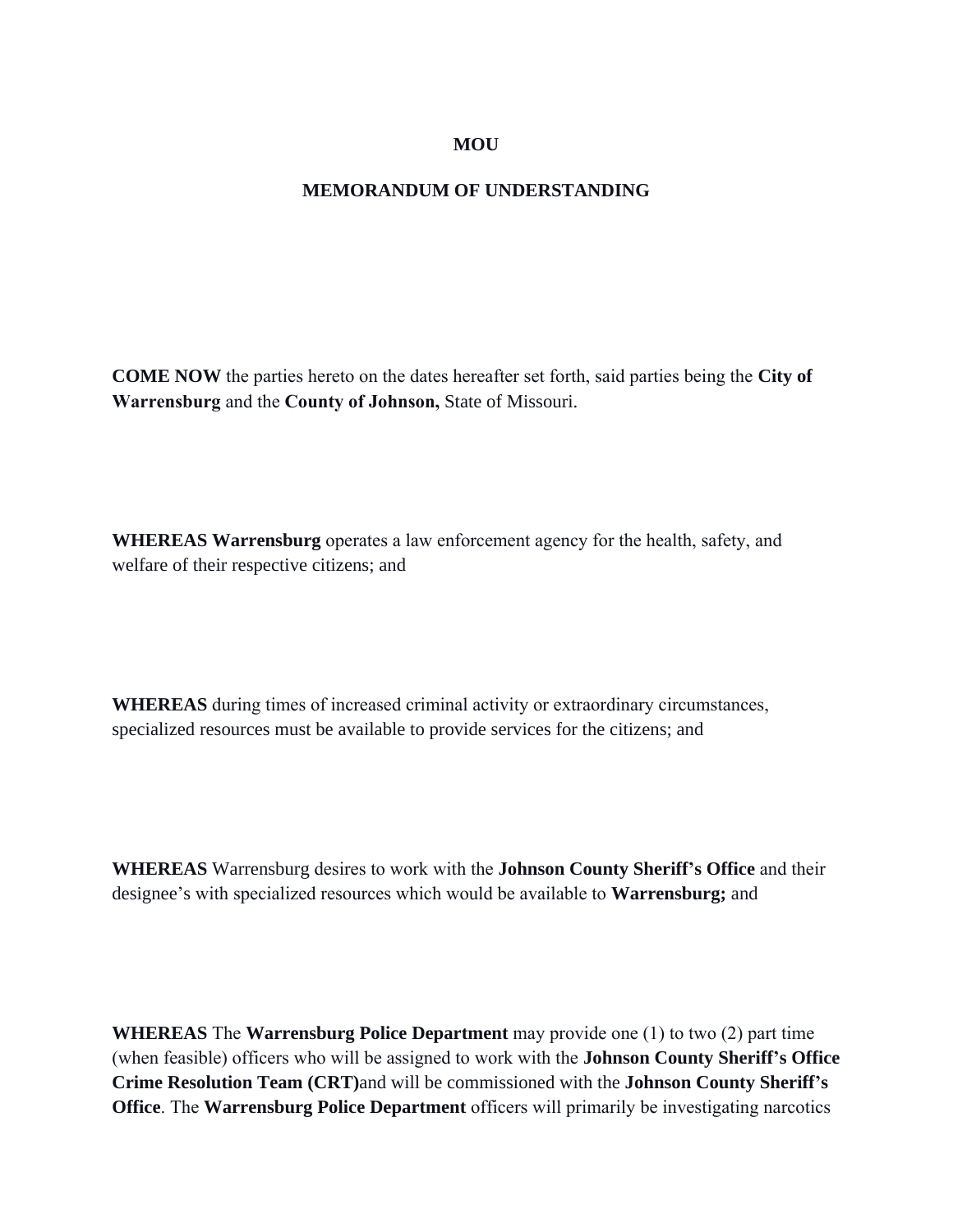**MOU**

**MEMORANDUM OF UNDERSTANDING**

**COME NOW** the parties hereto on the dates hereafter set forth, said parties being the **City of Warrensburg** and the **County of Johnson,** State of Missouri.

**WHEREAS Warrensburg** operates a law enforcement agency for the health, safety, and welfare of their respective citizens; and

**WHEREAS** during times of increased criminal activity or extraordinary circumstances, specialized resources must be available to provide services for the citizens; and

**WHEREAS** Warrensburg desires to work with the **Johnson County Sheriff's Office** and their designee's with specialized resources which would be available to **Warrensburg;** and

**WHEREAS** The **Warrensburg Police Department** may provide one (1) to two (2) part time (when feasible) officers who will be assigned to work with the **Johnson County Sheriff's Office Crime Resolution Team (CRT)**and will be commissioned with the **Johnson County Sheriff's Office**. The **Warrensburg Police Department** officers will primarily be investigating narcotics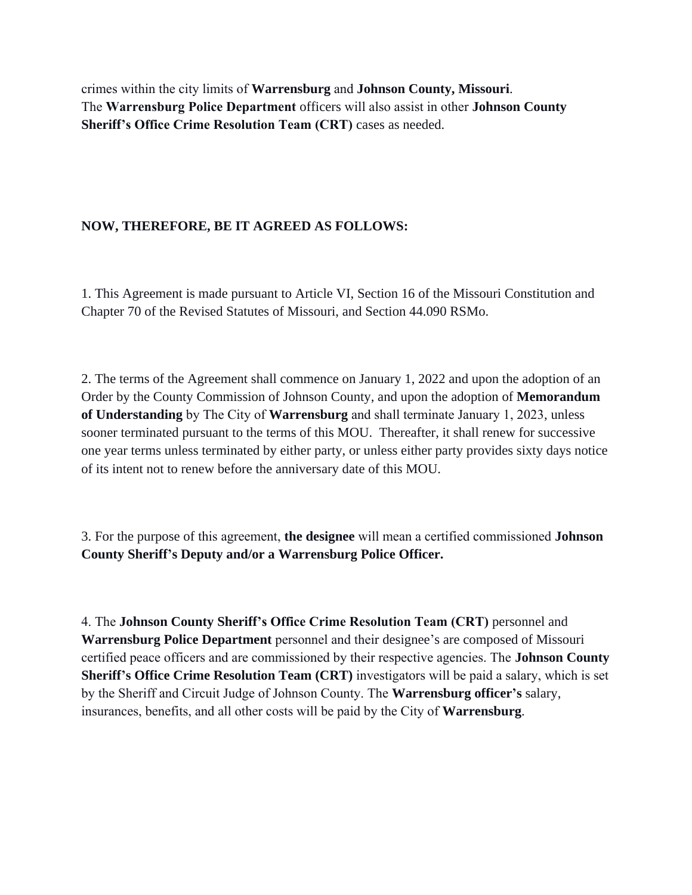crimes within the city limits of **Warrensburg** and **Johnson County, Missouri**. The **Warrensburg Police Department** officers will also assist in other **Johnson County Sheriff's Office Crime Resolution Team (CRT)** cases as needed.

**NOW, THEREFORE, BE IT AGREED AS FOLLOWS:**

1. This Agreement is made pursuant to Article VI, Section 16 of the Missouri Constitution and Chapter 70 of the Revised Statutes of Missouri, and Section 44.090 RSMo.

2. The terms of the Agreement shall commence on January 1, 2022 and upon the adoption of an Order by the County Commission of Johnson County, and upon the adoption of **Memorandum of Understanding** by The City of **Warrensburg** and shall terminate January 1, 2023, unless sooner terminated pursuant to the terms of this MOU. Thereafter, it shall renew for successive one year terms unless terminated by either party, or unless either party provides sixty days notice of its intent not to renew before the anniversary date of this MOU.

3. For the purpose of this agreement, **the designee** will mean a certified commissioned **Johnson County Sheriff's Deputy and/or a Warrensburg Police Officer.**

4. The **Johnson County Sheriff's Office Crime Resolution Team (CRT)** personnel and **Warrensburg Police Department** personnel and their designee's are composed of Missouri certified peace officers and are commissioned by their respective agencies. The **Johnson County Sheriff's Office Crime Resolution Team (CRT)** investigators will be paid a salary, which is set by the Sheriff and Circuit Judge of Johnson County. The **Warrensburg officer's** salary, insurances, benefits, and all other costs will be paid by the City of **Warrensburg**.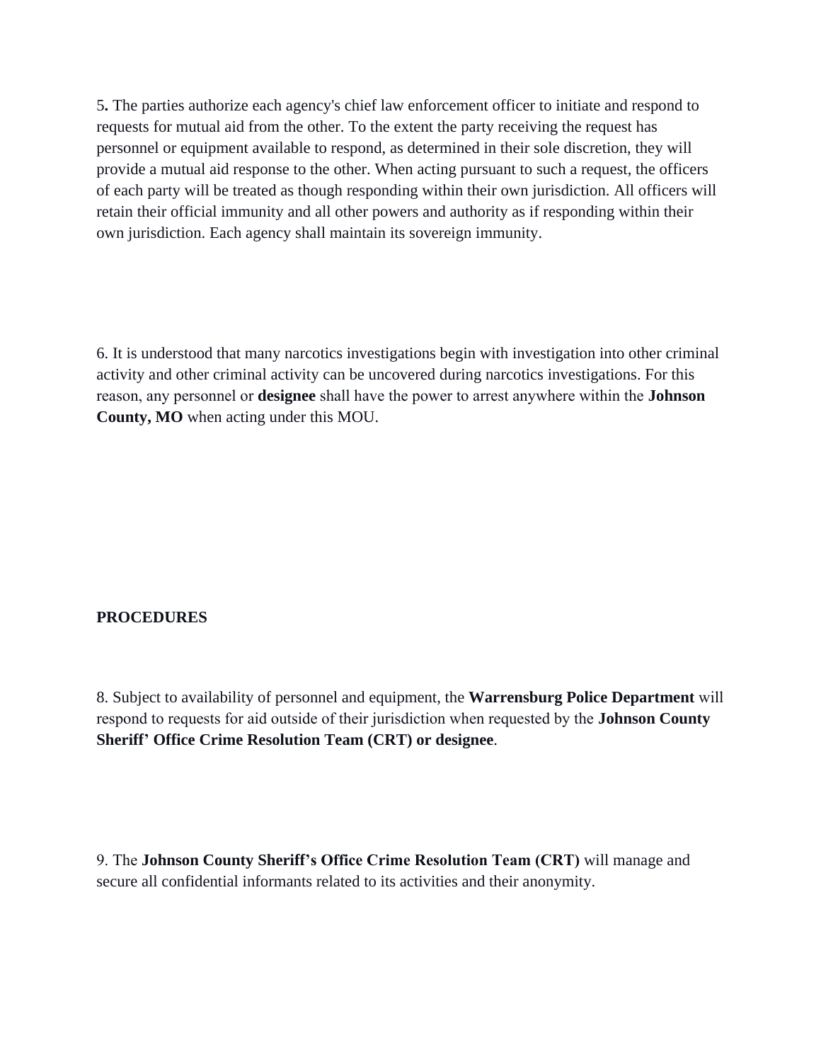5**.** The parties authorize each agency's chief law enforcement officer to initiate and respond to requests for mutual aid from the other. To the extent the party receiving the request has personnel or equipment available to respond, as determined in their sole discretion, they will provide a mutual aid response to the other. When acting pursuant to such a request, the officers of each party will be treated as though responding within their own jurisdiction. All officers will retain their official immunity and all other powers and authority as if responding within their own jurisdiction. Each agency shall maintain its sovereign immunity.

6. It is understood that many narcotics investigations begin with investigation into other criminal activity and other criminal activity can be uncovered during narcotics investigations. For this reason, any personnel or **designee** shall have the power to arrest anywhere within the **Johnson County, MO** when acting under this MOU.

**PROCEDURES**

8. Subject to availability of personnel and equipment, the **Warrensburg Police Department** will respond to requests for aid outside of their jurisdiction when requested by the **Johnson County Sheriff' Office Crime Resolution Team (CRT) or designee**.

9. The **Johnson County Sheriff's Office Crime Resolution Team (CRT)** will manage and secure all confidential informants related to its activities and their anonymity.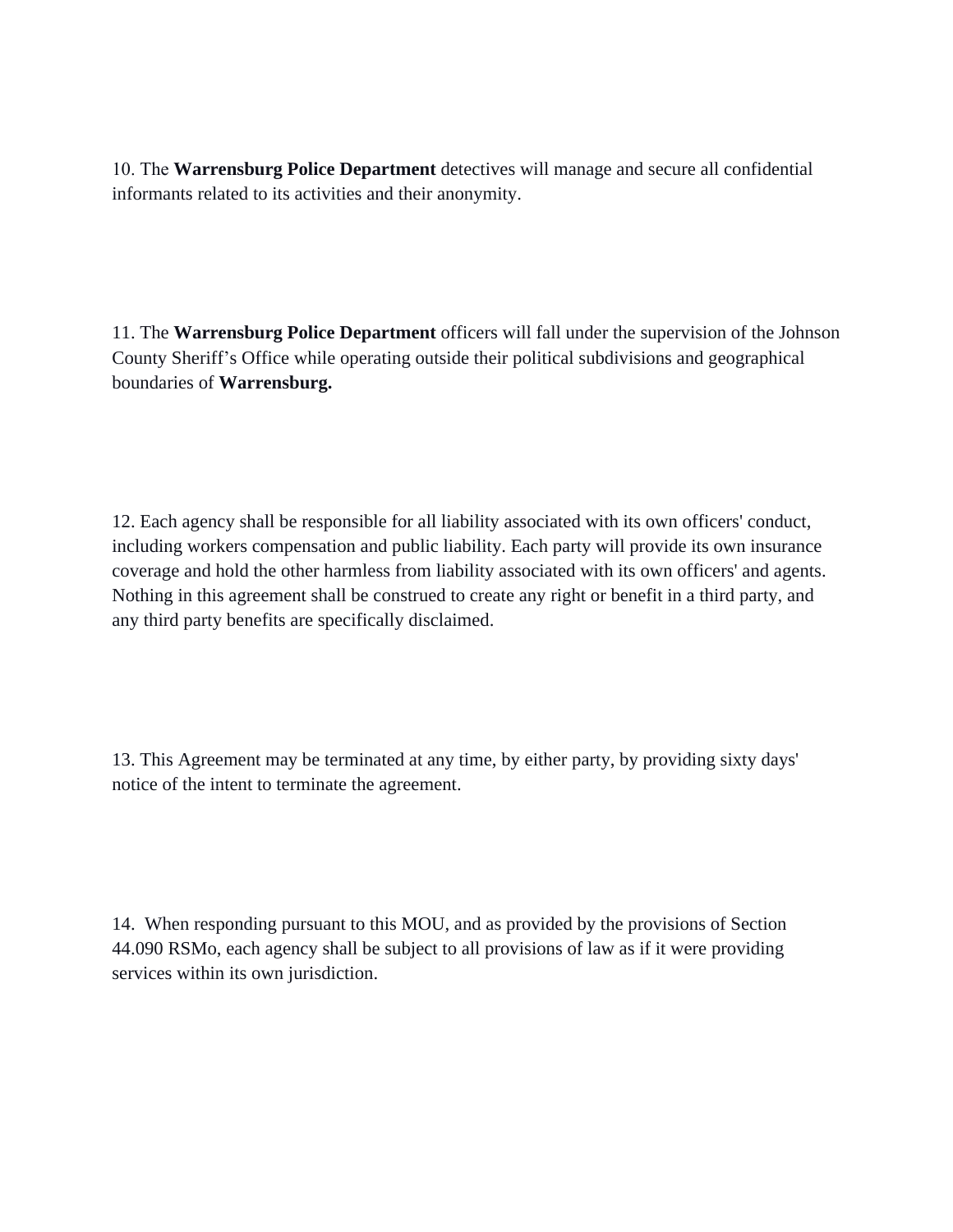10. The **Warrensburg Police Department** detectives will manage and secure all confidential informants related to its activities and their anonymity.

11. The **Warrensburg Police Department** officers will fall under the supervision of the Johnson County Sheriff's Office while operating outside their political subdivisions and geographical boundaries of **Warrensburg.**

12. Each agency shall be responsible for all liability associated with its own officers' conduct, including workers compensation and public liability. Each party will provide its own insurance coverage and hold the other harmless from liability associated with its own officers' and agents. Nothing in this agreement shall be construed to create any right or benefit in a third party, and any third party benefits are specifically disclaimed.

13. This Agreement may be terminated at any time, by either party, by providing sixty days' notice of the intent to terminate the agreement.

14. When responding pursuant to this MOU, and as provided by the provisions of Section 44.090 RSMo, each agency shall be subject to all provisions of law as if it were providing services within its own jurisdiction.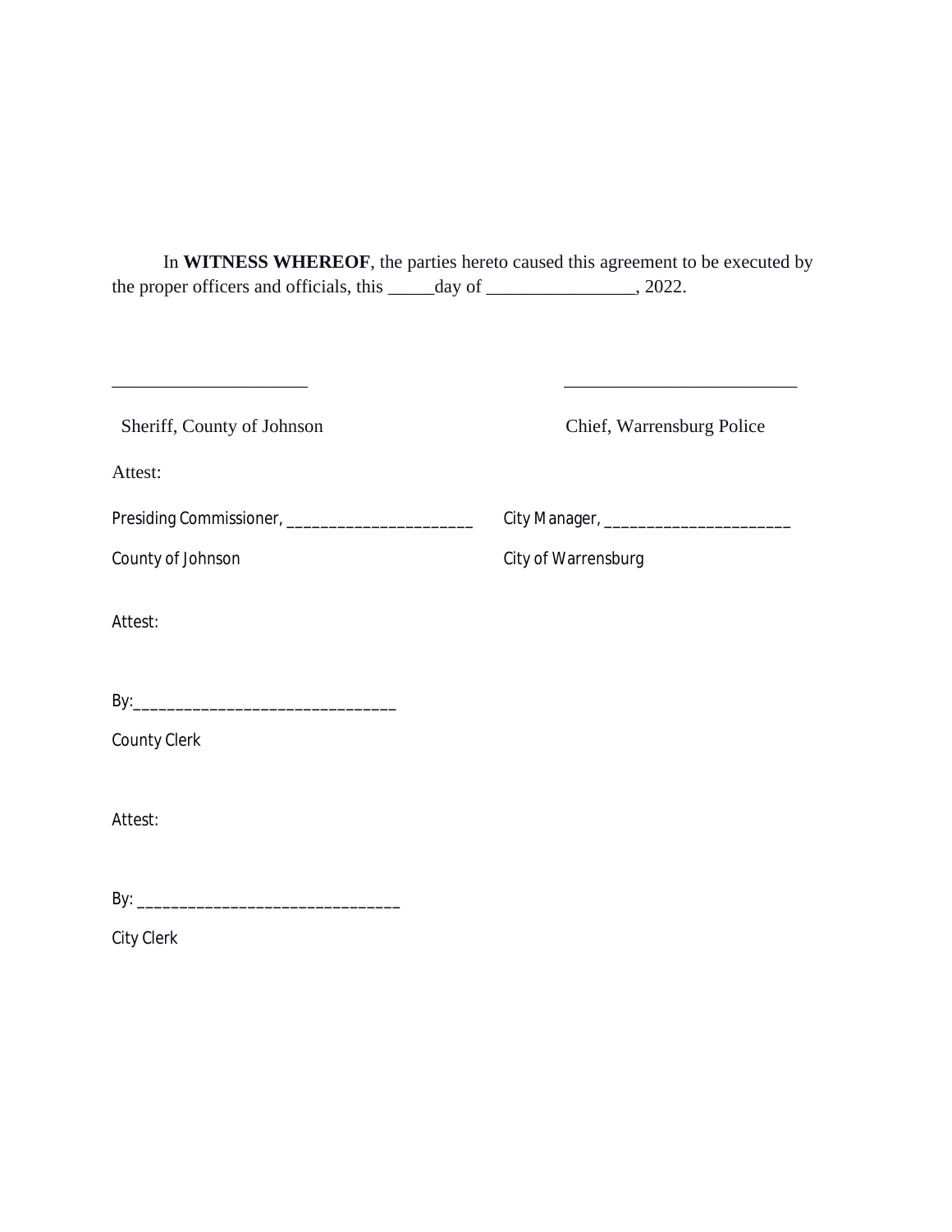In **WITNESS WHEREOF**, the parties hereto caused this agreement to be executed by the proper officers and officials, this _____day of ________________, 2022.

| | |
|---|---|
| _____________________ | _________________________ |
| Sheriff, County of Johnson | Chief, Warrensburg Police |
| Attest: | |
| Presiding Commissioner, ______________________ | City Manager, ______________________ |
| County of Johnson | City of Warrensburg |

Attest:

By:______________________________

County Clerk

Attest:

By: ______________________________

City Clerk